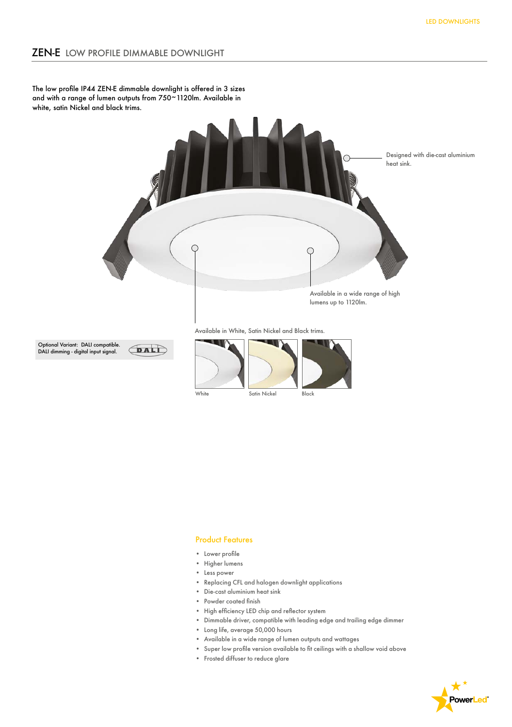# ZEN-E LOW PROFILE DIMMABLE DOWNLIGHT

The low profile IP44 ZEN-E dimmable downlight is offered in 3 sizes and with a range of lumen outputs from 750~1120lm. Available in white, satin Nickel and black trims.

Designed with die-cast aluminium heat sink.

Available in a wide range of high lumens up to 1120lm.

Available in White, Satin Nickel and Black trims.

White

Satin Nickel

Black

Optional Variant: DALI compatible.
DALI dimming - digital input signal.

## Product Features

- Lower profile
- Higher lumens
- Less power
- Replacing CFL and halogen downlight applications
- Die-cast aluminium heat sink
- Powder coated finish
- High efficiency LED chip and reflector system
- Dimmable driver, compatible with leading edge and trailing edge dimmer
- Long life, average 50,000 hours
- Available in a wide range of lumen outputs and wattages
- Super low profile version available to fit ceilings with a shallow void above
- Frosted diffuser to reduce glare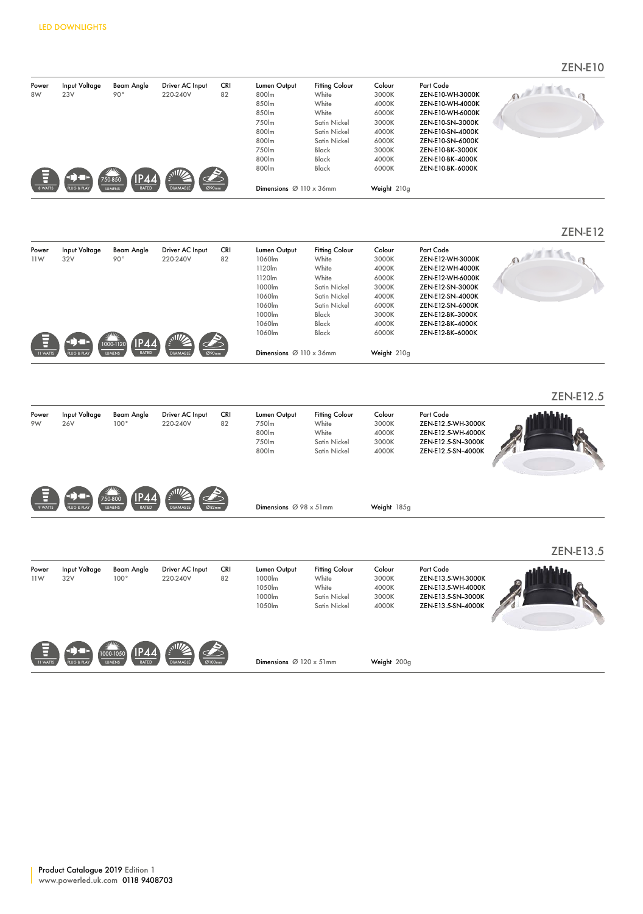LED DOWNLIGHTS

## ZEN-E10

| Power | Input Voltage | Beam Angle | Driver AC Input | CRI | Lumen Output | Fitting Colour | Colour | Part Code |
|---|---|---|---|---|---|---|---|---|
| 8W | 23V | 90° | 220-240V | 82 | 800lm | White | 3000K | ZEN-E10-WH-3000K |
| | | | | | 850lm | White | 4000K | ZEN-E10-WH-4000K |
| | | | | | 850lm | White | 6000K | ZEN-E10-WH-6000K |
| | | | | | 750lm | Satin Nickel | 3000K | ZEN-E10-SN-3000K |
| | | | | | 800lm | Satin Nickel | 4000K | ZEN-E10-SN-4000K |
| | | | | | 800lm | Satin Nickel | 6000K | ZEN-E10-SN-6000K |
| | | | | | 750lm | Black | 3000K | ZEN-E10-BK-3000K |
| | | | | | 800lm | Black | 4000K | ZEN-E10-BK-4000K |
| | | | | | 800lm | Black | 6000K | ZEN-E10-BK-6000K |

8 WATTS | PLUG & PLAY | 750-850 LUMENS | IP44 RATED | DIMMABLE | Ø90mm

**Dimensions** Ø 110 x 36mm **Weight** 210g

## ZEN-E12

| Power | Input Voltage | Beam Angle | Driver AC Input | CRI | Lumen Output | Fitting Colour | Colour | Part Code |
|---|---|---|---|---|---|---|---|---|
| 11W | 32V | 90° | 220-240V | 82 | 1060lm | White | 3000K | ZEN-E12-WH-3000K |
| | | | | | 1120lm | White | 4000K | ZEN-E12-WH-4000K |
| | | | | | 1120lm | White | 6000K | ZEN-E12-WH-6000K |
| | | | | | 1000lm | Satin Nickel | 3000K | ZEN-E12-SN-3000K |
| | | | | | 1060lm | Satin Nickel | 4000K | ZEN-E12-SN-4000K |
| | | | | | 1060lm | Satin Nickel | 6000K | ZEN-E12-SN-6000K |
| | | | | | 1000lm | Black | 3000K | ZEN-E12-BK-3000K |
| | | | | | 1060lm | Black | 4000K | ZEN-E12-BK-4000K |
| | | | | | 1060lm | Black | 6000K | ZEN-E12-BK-6000K |

11 WATTS | PLUG & PLAY | 1000-1120 LUMENS | IP44 RATED | DIMMABLE | Ø90mm

**Dimensions** Ø 110 x 36mm **Weight** 210g

## ZEN-E12.5

| Power | Input Voltage | Beam Angle | Driver AC Input | CRI | Lumen Output | Fitting Colour | Colour | Part Code |
|---|---|---|---|---|---|---|---|---|
| 9W | 26V | 100° | 220-240V | 82 | 750lm | White | 3000K | ZEN-E12.5-WH-3000K |
| | | | | | 800lm | White | 4000K | ZEN-E12.5-WH-4000K |
| | | | | | 750lm | Satin Nickel | 3000K | ZEN-E12.5-SN-3000K |
| | | | | | 800lm | Satin Nickel | 4000K | ZEN-E12.5-SN-4000K |

9 WATTS | PLUG & PLAY | 750-800 LUMENS | IP44 RATED | DIMMABLE | Ø82mm

**Dimensions** Ø 98 x 51mm **Weight** 185g

## ZEN-E13.5

| Power | Input Voltage | Beam Angle | Driver AC Input | CRI | Lumen Output | Fitting Colour | Colour | Part Code |
|---|---|---|---|---|---|---|---|---|
| 11W | 32V | 100° | 220-240V | 82 | 1000lm | White | 3000K | ZEN-E13.5-WH-3000K |
| | | | | | 1050lm | White | 4000K | ZEN-E13.5-WH-4000K |
| | | | | | 1000lm | Satin Nickel | 3000K | ZEN-E13.5-SN-3000K |
| | | | | | 1050lm | Satin Nickel | 4000K | ZEN-E13.5-SN-4000K |

11 WATTS | PLUG & PLAY | 1000-1050 LUMENS | IP44 RATED | DIMMABLE | Ø100mm

**Dimensions** Ø 120 x 51mm **Weight** 200g

**Product Catalogue 2019** Edition 1
www.powerled.uk.com **0118 9408703**